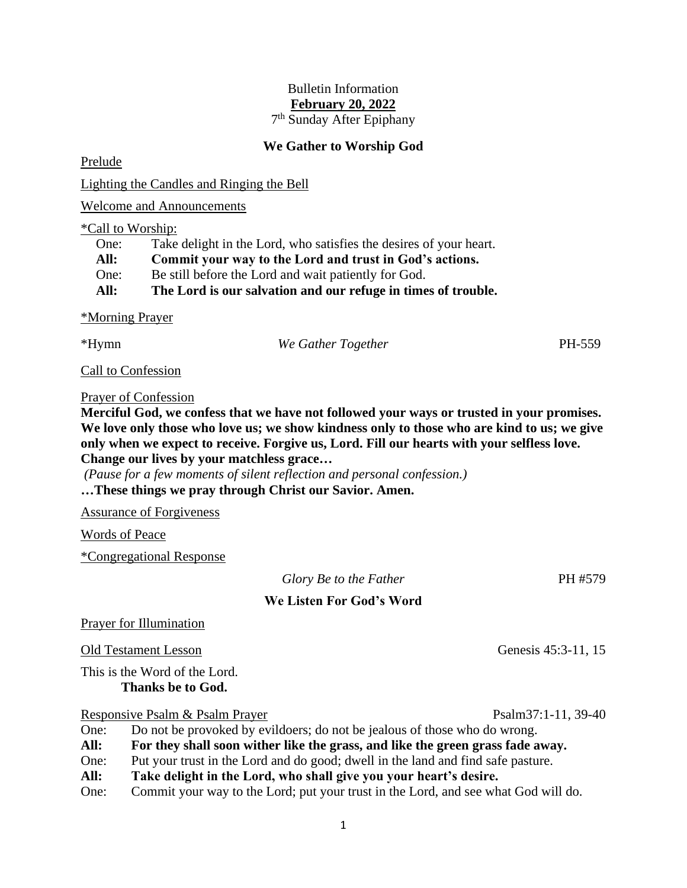Bulletin Information

**February 20, 2022**

7th Sunday After Epiphany

## We Gather to Worship God

Prelude

Lighting the Candles and Ringing the Bell

Welcome and Announcements

*Call to Worship:

One: Take delight in the Lord, who satisfies the desires of your heart.

**All: Commit your way to the Lord and trust in God's actions.**

One: Be still before the Lord and wait patiently for God.

**All: The Lord is our salvation and our refuge in times of trouble.**

*Morning Prayer

*Hymn *We Gather Together* PH-559

Call to Confession

Prayer of Confession

**Merciful God, we confess that we have not followed your ways or trusted in your promises. We love only those who love us; we show kindness only to those who are kind to us; we give only when we expect to receive. Forgive us, Lord. Fill our hearts with your selfless love. Change our lives by your matchless grace…**

*(Pause for a few moments of silent reflection and personal confession.)*

**…These things we pray through Christ our Savior. Amen.**

Assurance of Forgiveness

Words of Peace

*Congregational Response

*Glory Be to the Father* PH #579

## We Listen For God's Word

Prayer for Illumination

Old Testament Lesson Genesis 45:3-11, 15

This is the Word of the Lord.

**Thanks be to God.**

Responsive Psalm & Psalm Prayer Psalm37:1-11, 39-40

One: Do not be provoked by evildoers; do not be jealous of those who do wrong.

**All: For they shall soon wither like the grass, and like the green grass fade away.**

One: Put your trust in the Lord and do good; dwell in the land and find safe pasture.

**All: Take delight in the Lord, who shall give you your heart's desire.**

One: Commit your way to the Lord; put your trust in the Lord, and see what God will do.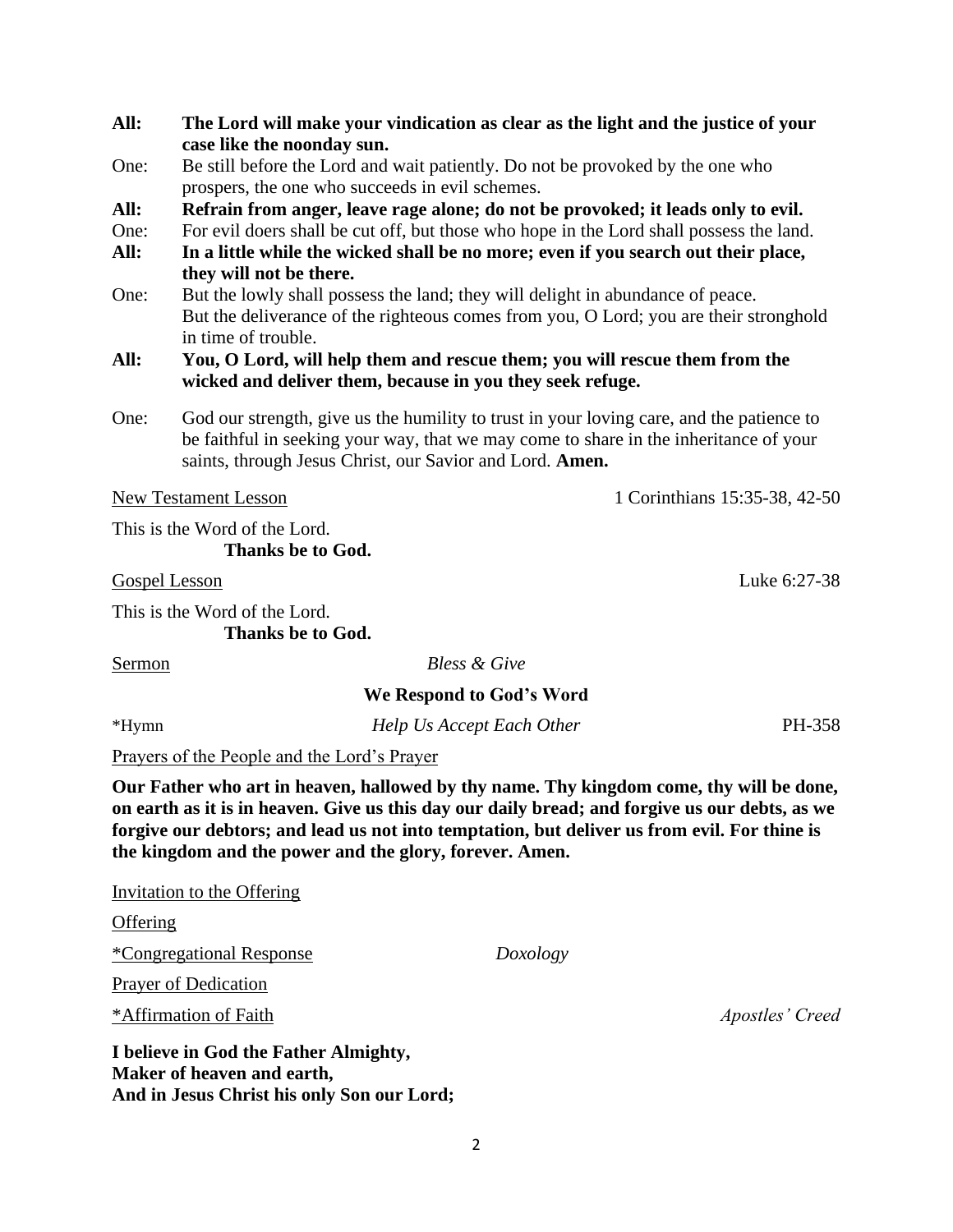**All:** **The Lord will make your vindication as clear as the light and the justice of your case like the noonday sun.**

One: Be still before the Lord and wait patiently. Do not be provoked by the one who prospers, the one who succeeds in evil schemes.

**All:** **Refrain from anger, leave rage alone; do not be provoked; it leads only to evil.**

One: For evil doers shall be cut off, but those who hope in the Lord shall possess the land.

**All:** **In a little while the wicked shall be no more; even if you search out their place, they will not be there.**

One: But the lowly shall possess the land; they will delight in abundance of peace. But the deliverance of the righteous comes from you, O Lord; you are their stronghold in time of trouble.

**All:** **You, O Lord, will help them and rescue them; you will rescue them from the wicked and deliver them, because in you they seek refuge.**

One: God our strength, give us the humility to trust in your loving care, and the patience to be faithful in seeking your way, that we may come to share in the inheritance of your saints, through Jesus Christ, our Savior and Lord. **Amen.**

New Testament Lesson — 1 Corinthians 15:35-38, 42-50

This is the Word of the Lord.
**Thanks be to God.**

Gospel Lesson — Luke 6:27-38

This is the Word of the Lord.
**Thanks be to God.**

Sermon — *Bless & Give*

**We Respond to God's Word**

*Hymn — *Help Us Accept Each Other* — PH-358

Prayers of the People and the Lord's Prayer

**Our Father who art in heaven, hallowed by thy name. Thy kingdom come, thy will be done, on earth as it is in heaven. Give us this day our daily bread; and forgive us our debts, as we forgive our debtors; and lead us not into temptation, but deliver us from evil. For thine is the kingdom and the power and the glory, forever. Amen.**

Invitation to the Offering

Offering

*Congregational Response — *Doxology*

Prayer of Dedication

*Affirmation of Faith — *Apostles' Creed*

**I believe in God the Father Almighty,**
**Maker of heaven and earth,**
**And in Jesus Christ his only Son our Lord;**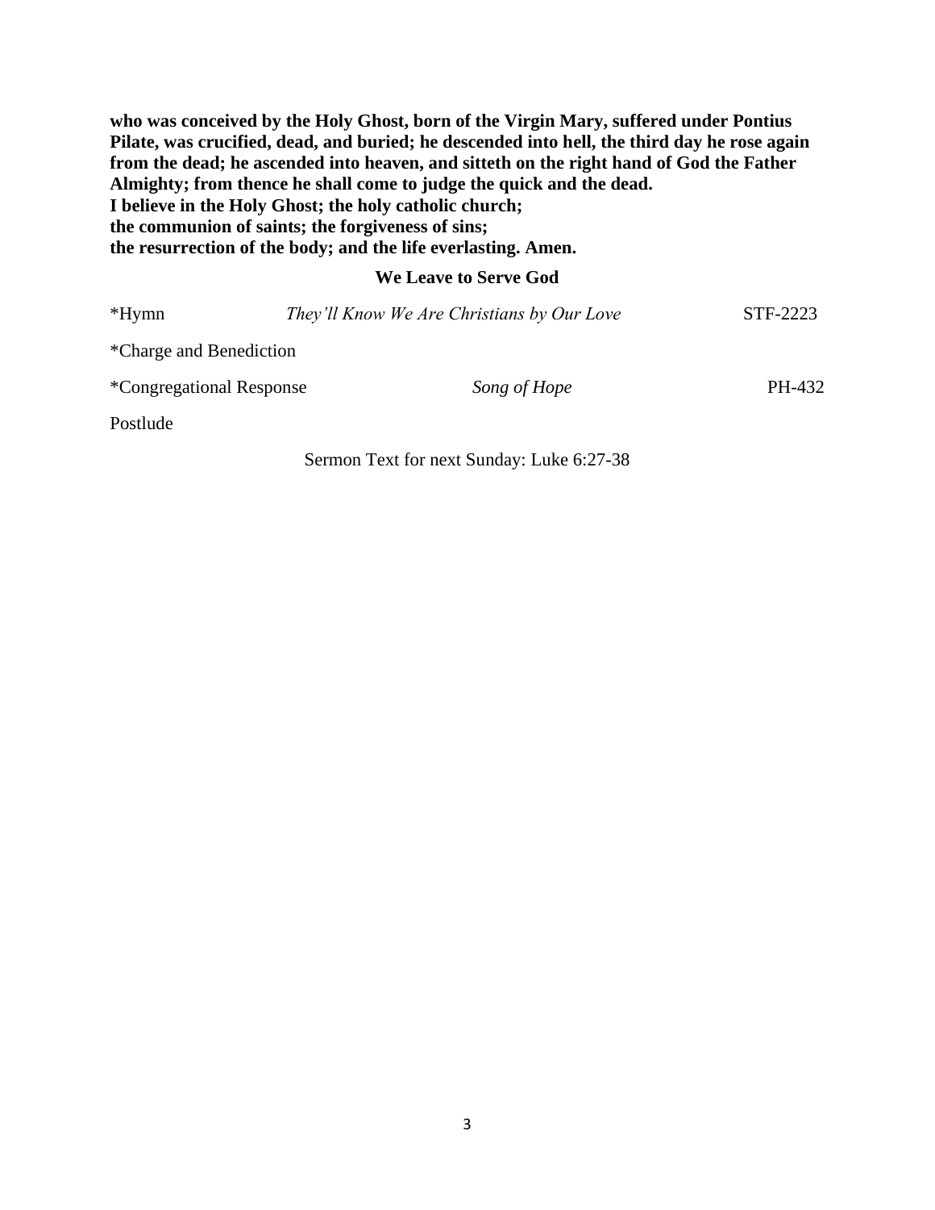**who was conceived by the Holy Ghost, born of the Virgin Mary, suffered under Pontius Pilate, was crucified, dead, and buried; he descended into hell, the third day he rose again from the dead; he ascended into heaven, and sitteth on the right hand of God the Father Almighty; from thence he shall come to judge the quick and the dead.**
**I believe in the Holy Ghost; the holy catholic church;**
**the communion of saints; the forgiveness of sins;**
**the resurrection of the body; and the life everlasting. Amen.**

**We Leave to Serve God**

*Hymn — *They'll Know We Are Christians by Our Love* — STF-2223

*Charge and Benediction

*Congregational Response — *Song of Hope* — PH-432

Postlude

Sermon Text for next Sunday: Luke 6:27-38